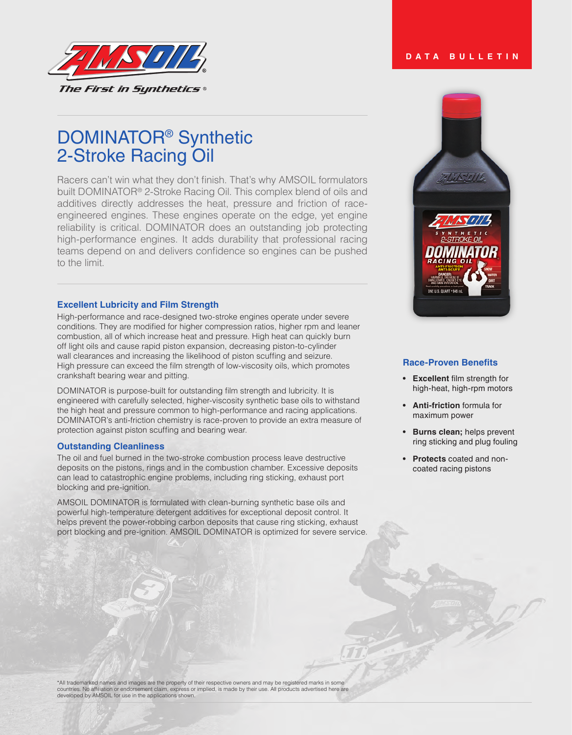DATA BULLETIN

# DOMINATOR® Synthetic 2-Stroke Racing Oil

Racers can't win what they don't finish. That's why AMSOIL formulators built DOMINATOR® 2-Stroke Racing Oil. This complex blend of oils and additives directly addresses the heat, pressure and friction of race-engineered engines. These engines operate on the edge, yet engine reliability is critical. DOMINATOR does an outstanding job protecting high-performance engines. It adds durability that professional racing teams depend on and delivers confidence so engines can be pushed to the limit.

## Excellent Lubricity and Film Strength

High-performance and race-designed two-stroke engines operate under severe conditions. They are modified for higher compression ratios, higher rpm and leaner combustion, all of which increase heat and pressure. High heat can quickly burn off light oils and cause rapid piston expansion, decreasing piston-to-cylinder wall clearances and increasing the likelihood of piston scuffing and seizure. High pressure can exceed the film strength of low-viscosity oils, which promotes crankshaft bearing wear and pitting.

DOMINATOR is purpose-built for outstanding film strength and lubricity. It is engineered with carefully selected, higher-viscosity synthetic base oils to withstand the high heat and pressure common to high-performance and racing applications. DOMINATOR's anti-friction chemistry is race-proven to provide an extra measure of protection against piston scuffing and bearing wear.

## Outstanding Cleanliness

The oil and fuel burned in the two-stroke combustion process leave destructive deposits on the pistons, rings and in the combustion chamber. Excessive deposits can lead to catastrophic engine problems, including ring sticking, exhaust port blocking and pre-ignition.

AMSOIL DOMINATOR is formulated with clean-burning synthetic base oils and powerful high-temperature detergent additives for exceptional deposit control. It helps prevent the power-robbing carbon deposits that cause ring sticking, exhaust port blocking and pre-ignition. AMSOIL DOMINATOR is optimized for severe service.

## Race-Proven Benefits

- **Excellent** film strength for high-heat, high-rpm motors
- **Anti-friction** formula for maximum power
- **Burns clean;** helps prevent ring sticking and plug fouling
- **Protects** coated and non-coated racing pistons

*All trademarked names and images are the property of their respective owners and may be registered marks in some countries. No affiliation or endorsement claim, express or implied, is made by their use. All products advertised here are developed by AMSOIL for use in the applications shown.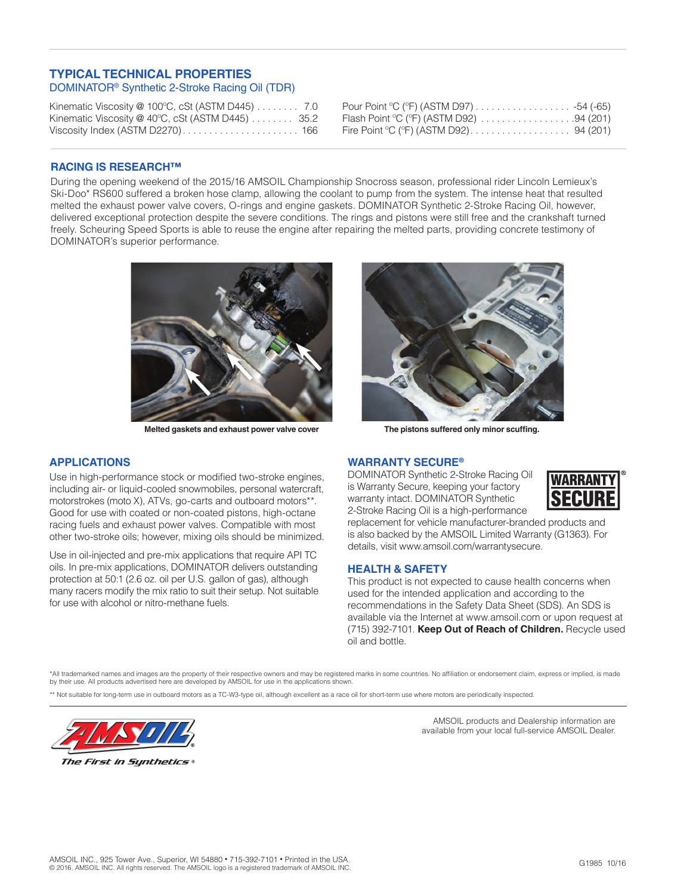## TYPICAL TECHNICAL PROPERTIES

### DOMINATOR® Synthetic 2-Stroke Racing Oil (TDR)

| | |
|---|---|
| Kinematic Viscosity @ 100ºC, cSt (ASTM D445) | 7.0 |
| Kinematic Viscosity @ 40ºC, cSt (ASTM D445) | 35.2 |
| Viscosity Index (ASTM D2270) | 166 |
| Pour Point ºC (ºF) (ASTM D97) | -54 (-65) |
| Flash Point ºC (ºF) (ASTM D92) | 94 (201) |
| Fire Point ºC (ºF) (ASTM D92) | 94 (201) |

## RACING IS RESEARCH™

During the opening weekend of the 2015/16 AMSOIL Championship Snocross season, professional rider Lincoln Lemieux's Ski-Doo* RS600 suffered a broken hose clamp, allowing the coolant to pump from the system. The intense heat that resulted melted the exhaust power valve covers, O-rings and engine gaskets. DOMINATOR Synthetic 2-Stroke Racing Oil, however, delivered exceptional protection despite the severe conditions. The rings and pistons were still free and the crankshaft turned freely. Scheuring Speed Sports is able to reuse the engine after repairing the melted parts, providing concrete testimony of DOMINATOR's superior performance.

**Melted gaskets and exhaust power valve cover**

**The pistons suffered only minor scuffing.**

## APPLICATIONS

Use in high-performance stock or modified two-stroke engines, including air- or liquid-cooled snowmobiles, personal watercraft, motorstrokes (moto X), ATVs, go-carts and outboard motors**. Good for use with coated or non-coated pistons, high-octane racing fuels and exhaust power valves. Compatible with most other two-stroke oils; however, mixing oils should be minimized.

Use in oil-injected and pre-mix applications that require API TC oils. In pre-mix applications, DOMINATOR delivers outstanding protection at 50:1 (2.6 oz. oil per U.S. gallon of gas), although many racers modify the mix ratio to suit their setup. Not suitable for use with alcohol or nitro-methane fuels.

## WARRANTY SECURE®

DOMINATOR Synthetic 2-Stroke Racing Oil is Warranty Secure, keeping your factory warranty intact. DOMINATOR Synthetic 2-Stroke Racing Oil is a high-performance replacement for vehicle manufacturer-branded products and is also backed by the AMSOIL Limited Warranty (G1363). For details, visit www.amsoil.com/warrantysecure.

## HEALTH & SAFETY

This product is not expected to cause health concerns when used for the intended application and according to the recommendations in the Safety Data Sheet (SDS). An SDS is available via the Internet at www.amsoil.com or upon request at (715) 392-7101. **Keep Out of Reach of Children.** Recycle used oil and bottle.

*All trademarked names and images are the property of their respective owners and may be registered marks in some countries. No affiliation or endorsement claim, express or implied, is made by their use. All products advertised here are developed by AMSOIL for use in the applications shown.

** Not suitable for long-term use in outboard motors as a TC-W3-type oil, although excellent as a race oil for short-term use where motors are periodically inspected.

AMSOIL — *The First in Synthetics®*

AMSOIL products and Dealership information are available from your local full-service AMSOIL Dealer.

AMSOIL INC., 925 Tower Ave., Superior, WI 54880 • 715-392-7101 • Printed in the USA.
© 2016, AMSOIL INC. All rights reserved. The AMSOIL logo is a registered trademark of AMSOIL INC.

G1985 10/16